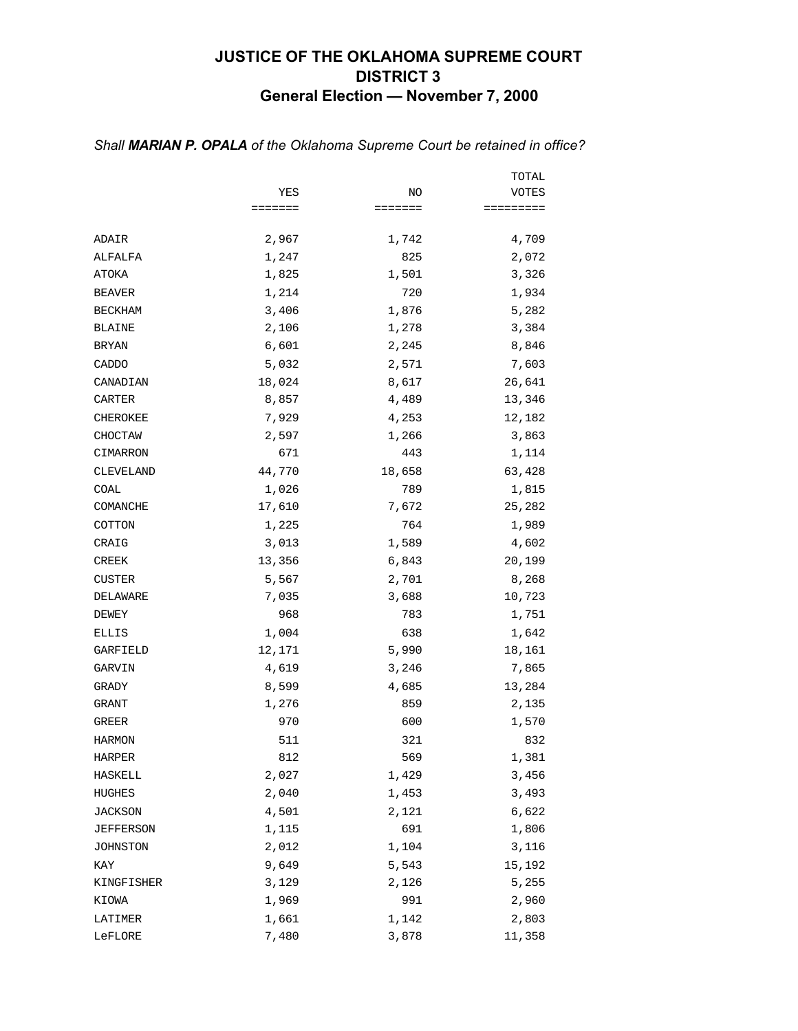# JUSTICE OF THE OKLAHOMA SUPREME COURT
## DISTRICT 3
### General Election — November 7, 2000

*Shall **MARIAN P. OPALA** of the Oklahoma Supreme Court be retained in office?*

| | YES | NO | TOTAL VOTES |
|---|---:|---:|---:|
| ADAIR | 2,967 | 1,742 | 4,709 |
| ALFALFA | 1,247 | 825 | 2,072 |
| ATOKA | 1,825 | 1,501 | 3,326 |
| BEAVER | 1,214 | 720 | 1,934 |
| BECKHAM | 3,406 | 1,876 | 5,282 |
| BLAINE | 2,106 | 1,278 | 3,384 |
| BRYAN | 6,601 | 2,245 | 8,846 |
| CADDO | 5,032 | 2,571 | 7,603 |
| CANADIAN | 18,024 | 8,617 | 26,641 |
| CARTER | 8,857 | 4,489 | 13,346 |
| CHEROKEE | 7,929 | 4,253 | 12,182 |
| CHOCTAW | 2,597 | 1,266 | 3,863 |
| CIMARRON | 671 | 443 | 1,114 |
| CLEVELAND | 44,770 | 18,658 | 63,428 |
| COAL | 1,026 | 789 | 1,815 |
| COMANCHE | 17,610 | 7,672 | 25,282 |
| COTTON | 1,225 | 764 | 1,989 |
| CRAIG | 3,013 | 1,589 | 4,602 |
| CREEK | 13,356 | 6,843 | 20,199 |
| CUSTER | 5,567 | 2,701 | 8,268 |
| DELAWARE | 7,035 | 3,688 | 10,723 |
| DEWEY | 968 | 783 | 1,751 |
| ELLIS | 1,004 | 638 | 1,642 |
| GARFIELD | 12,171 | 5,990 | 18,161 |
| GARVIN | 4,619 | 3,246 | 7,865 |
| GRADY | 8,599 | 4,685 | 13,284 |
| GRANT | 1,276 | 859 | 2,135 |
| GREER | 970 | 600 | 1,570 |
| HARMON | 511 | 321 | 832 |
| HARPER | 812 | 569 | 1,381 |
| HASKELL | 2,027 | 1,429 | 3,456 |
| HUGHES | 2,040 | 1,453 | 3,493 |
| JACKSON | 4,501 | 2,121 | 6,622 |
| JEFFERSON | 1,115 | 691 | 1,806 |
| JOHNSTON | 2,012 | 1,104 | 3,116 |
| KAY | 9,649 | 5,543 | 15,192 |
| KINGFISHER | 3,129 | 2,126 | 5,255 |
| KIOWA | 1,969 | 991 | 2,960 |
| LATIMER | 1,661 | 1,142 | 2,803 |
| LeFLORE | 7,480 | 3,878 | 11,358 |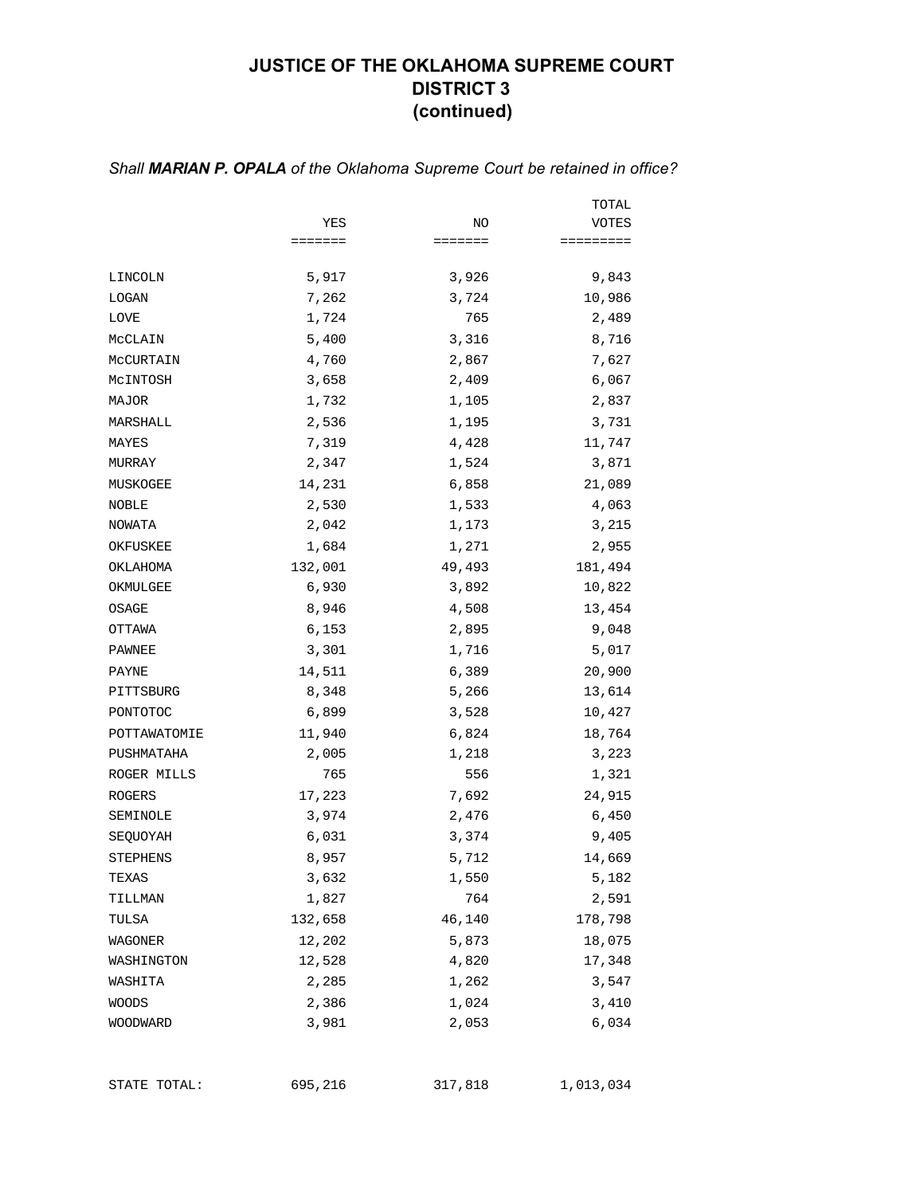# JUSTICE OF THE OKLAHOMA SUPREME COURT
# DISTRICT 3
# (continued)

*Shall **MARIAN P. OPALA** of the Oklahoma Supreme Court be retained in office?*

| | YES | NO | TOTAL VOTES |
|---|---|---|---|
| LINCOLN | 5,917 | 3,926 | 9,843 |
| LOGAN | 7,262 | 3,724 | 10,986 |
| LOVE | 1,724 | 765 | 2,489 |
| McCLAIN | 5,400 | 3,316 | 8,716 |
| McCURTAIN | 4,760 | 2,867 | 7,627 |
| McINTOSH | 3,658 | 2,409 | 6,067 |
| MAJOR | 1,732 | 1,105 | 2,837 |
| MARSHALL | 2,536 | 1,195 | 3,731 |
| MAYES | 7,319 | 4,428 | 11,747 |
| MURRAY | 2,347 | 1,524 | 3,871 |
| MUSKOGEE | 14,231 | 6,858 | 21,089 |
| NOBLE | 2,530 | 1,533 | 4,063 |
| NOWATA | 2,042 | 1,173 | 3,215 |
| OKFUSKEE | 1,684 | 1,271 | 2,955 |
| OKLAHOMA | 132,001 | 49,493 | 181,494 |
| OKMULGEE | 6,930 | 3,892 | 10,822 |
| OSAGE | 8,946 | 4,508 | 13,454 |
| OTTAWA | 6,153 | 2,895 | 9,048 |
| PAWNEE | 3,301 | 1,716 | 5,017 |
| PAYNE | 14,511 | 6,389 | 20,900 |
| PITTSBURG | 8,348 | 5,266 | 13,614 |
| PONTOTOC | 6,899 | 3,528 | 10,427 |
| POTTAWATOMIE | 11,940 | 6,824 | 18,764 |
| PUSHMATAHA | 2,005 | 1,218 | 3,223 |
| ROGER MILLS | 765 | 556 | 1,321 |
| ROGERS | 17,223 | 7,692 | 24,915 |
| SEMINOLE | 3,974 | 2,476 | 6,450 |
| SEQUOYAH | 6,031 | 3,374 | 9,405 |
| STEPHENS | 8,957 | 5,712 | 14,669 |
| TEXAS | 3,632 | 1,550 | 5,182 |
| TILLMAN | 1,827 | 764 | 2,591 |
| TULSA | 132,658 | 46,140 | 178,798 |
| WAGONER | 12,202 | 5,873 | 18,075 |
| WASHINGTON | 12,528 | 4,820 | 17,348 |
| WASHITA | 2,285 | 1,262 | 3,547 |
| WOODS | 2,386 | 1,024 | 3,410 |
| WOODWARD | 3,981 | 2,053 | 6,034 |
| STATE TOTAL: | 695,216 | 317,818 | 1,013,034 |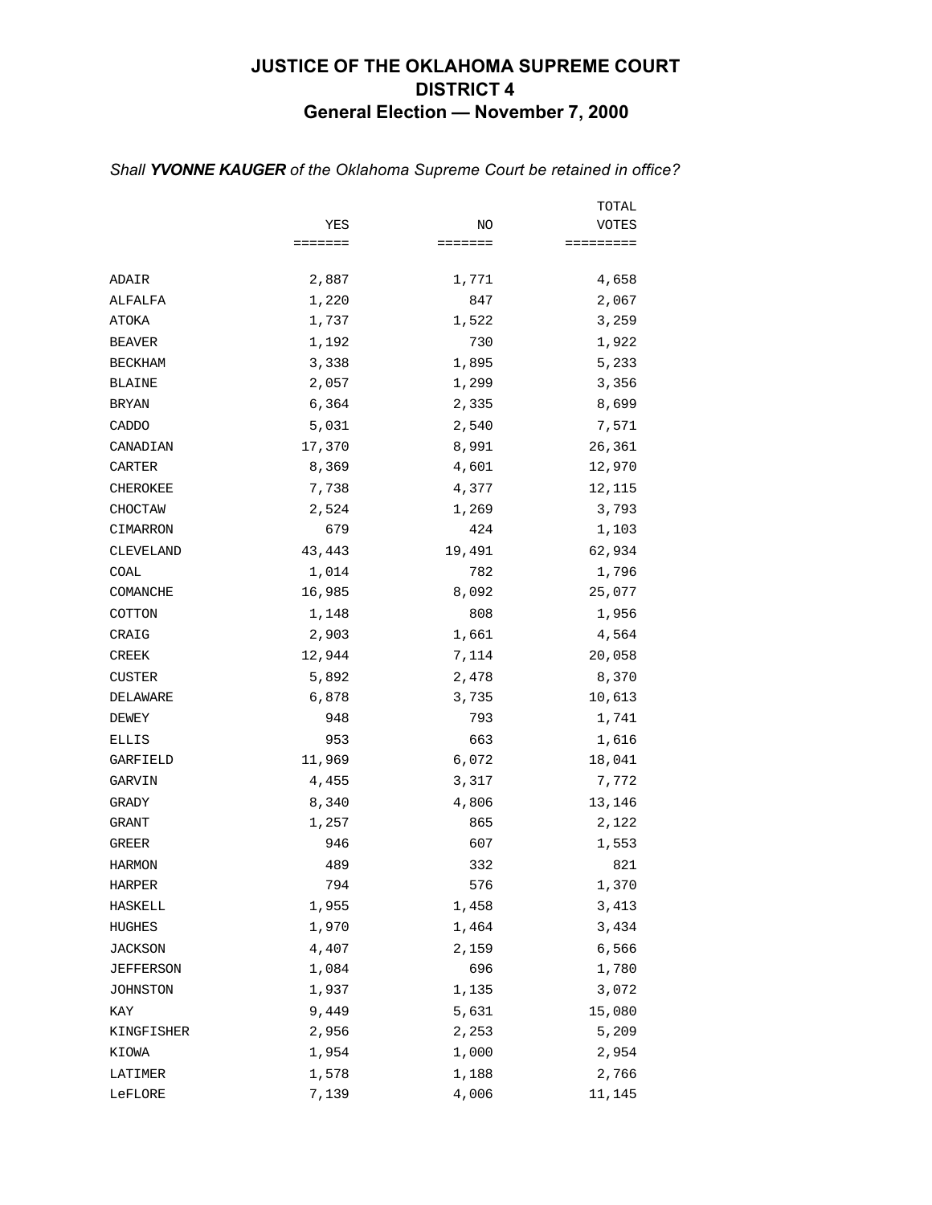# JUSTICE OF THE OKLAHOMA SUPREME COURT
# DISTRICT 4
## General Election — November 7, 2000

*Shall **YVONNE KAUGER** of the Oklahoma Supreme Court be retained in office?*

| | YES | NO | TOTAL VOTES |
|---|---|---|---|
| ADAIR | 2,887 | 1,771 | 4,658 |
| ALFALFA | 1,220 | 847 | 2,067 |
| ATOKA | 1,737 | 1,522 | 3,259 |
| BEAVER | 1,192 | 730 | 1,922 |
| BECKHAM | 3,338 | 1,895 | 5,233 |
| BLAINE | 2,057 | 1,299 | 3,356 |
| BRYAN | 6,364 | 2,335 | 8,699 |
| CADDO | 5,031 | 2,540 | 7,571 |
| CANADIAN | 17,370 | 8,991 | 26,361 |
| CARTER | 8,369 | 4,601 | 12,970 |
| CHEROKEE | 7,738 | 4,377 | 12,115 |
| CHOCTAW | 2,524 | 1,269 | 3,793 |
| CIMARRON | 679 | 424 | 1,103 |
| CLEVELAND | 43,443 | 19,491 | 62,934 |
| COAL | 1,014 | 782 | 1,796 |
| COMANCHE | 16,985 | 8,092 | 25,077 |
| COTTON | 1,148 | 808 | 1,956 |
| CRAIG | 2,903 | 1,661 | 4,564 |
| CREEK | 12,944 | 7,114 | 20,058 |
| CUSTER | 5,892 | 2,478 | 8,370 |
| DELAWARE | 6,878 | 3,735 | 10,613 |
| DEWEY | 948 | 793 | 1,741 |
| ELLIS | 953 | 663 | 1,616 |
| GARFIELD | 11,969 | 6,072 | 18,041 |
| GARVIN | 4,455 | 3,317 | 7,772 |
| GRADY | 8,340 | 4,806 | 13,146 |
| GRANT | 1,257 | 865 | 2,122 |
| GREER | 946 | 607 | 1,553 |
| HARMON | 489 | 332 | 821 |
| HARPER | 794 | 576 | 1,370 |
| HASKELL | 1,955 | 1,458 | 3,413 |
| HUGHES | 1,970 | 1,464 | 3,434 |
| JACKSON | 4,407 | 2,159 | 6,566 |
| JEFFERSON | 1,084 | 696 | 1,780 |
| JOHNSTON | 1,937 | 1,135 | 3,072 |
| KAY | 9,449 | 5,631 | 15,080 |
| KINGFISHER | 2,956 | 2,253 | 5,209 |
| KIOWA | 1,954 | 1,000 | 2,954 |
| LATIMER | 1,578 | 1,188 | 2,766 |
| LeFLORE | 7,139 | 4,006 | 11,145 |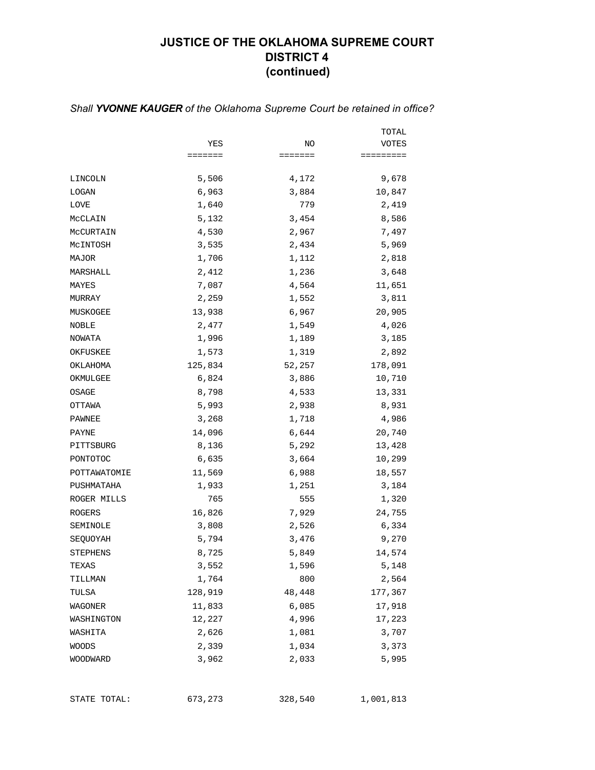# JUSTICE OF THE OKLAHOMA SUPREME COURT
# DISTRICT 4
# (continued)

*Shall **YVONNE KAUGER** of the Oklahoma Supreme Court be retained in office?*

| | YES | NO | TOTAL VOTES |
|---|---|---|---|
| LINCOLN | 5,506 | 4,172 | 9,678 |
| LOGAN | 6,963 | 3,884 | 10,847 |
| LOVE | 1,640 | 779 | 2,419 |
| McCLAIN | 5,132 | 3,454 | 8,586 |
| McCURTAIN | 4,530 | 2,967 | 7,497 |
| McINTOSH | 3,535 | 2,434 | 5,969 |
| MAJOR | 1,706 | 1,112 | 2,818 |
| MARSHALL | 2,412 | 1,236 | 3,648 |
| MAYES | 7,087 | 4,564 | 11,651 |
| MURRAY | 2,259 | 1,552 | 3,811 |
| MUSKOGEE | 13,938 | 6,967 | 20,905 |
| NOBLE | 2,477 | 1,549 | 4,026 |
| NOWATA | 1,996 | 1,189 | 3,185 |
| OKFUSKEE | 1,573 | 1,319 | 2,892 |
| OKLAHOMA | 125,834 | 52,257 | 178,091 |
| OKMULGEE | 6,824 | 3,886 | 10,710 |
| OSAGE | 8,798 | 4,533 | 13,331 |
| OTTAWA | 5,993 | 2,938 | 8,931 |
| PAWNEE | 3,268 | 1,718 | 4,986 |
| PAYNE | 14,096 | 6,644 | 20,740 |
| PITTSBURG | 8,136 | 5,292 | 13,428 |
| PONTOTOC | 6,635 | 3,664 | 10,299 |
| POTTAWATOMIE | 11,569 | 6,988 | 18,557 |
| PUSHMATAHA | 1,933 | 1,251 | 3,184 |
| ROGER MILLS | 765 | 555 | 1,320 |
| ROGERS | 16,826 | 7,929 | 24,755 |
| SEMINOLE | 3,808 | 2,526 | 6,334 |
| SEQUOYAH | 5,794 | 3,476 | 9,270 |
| STEPHENS | 8,725 | 5,849 | 14,574 |
| TEXAS | 3,552 | 1,596 | 5,148 |
| TILLMAN | 1,764 | 800 | 2,564 |
| TULSA | 128,919 | 48,448 | 177,367 |
| WAGONER | 11,833 | 6,085 | 17,918 |
| WASHINGTON | 12,227 | 4,996 | 17,223 |
| WASHITA | 2,626 | 1,081 | 3,707 |
| WOODS | 2,339 | 1,034 | 3,373 |
| WOODWARD | 3,962 | 2,033 | 5,995 |
| STATE TOTAL: | 673,273 | 328,540 | 1,001,813 |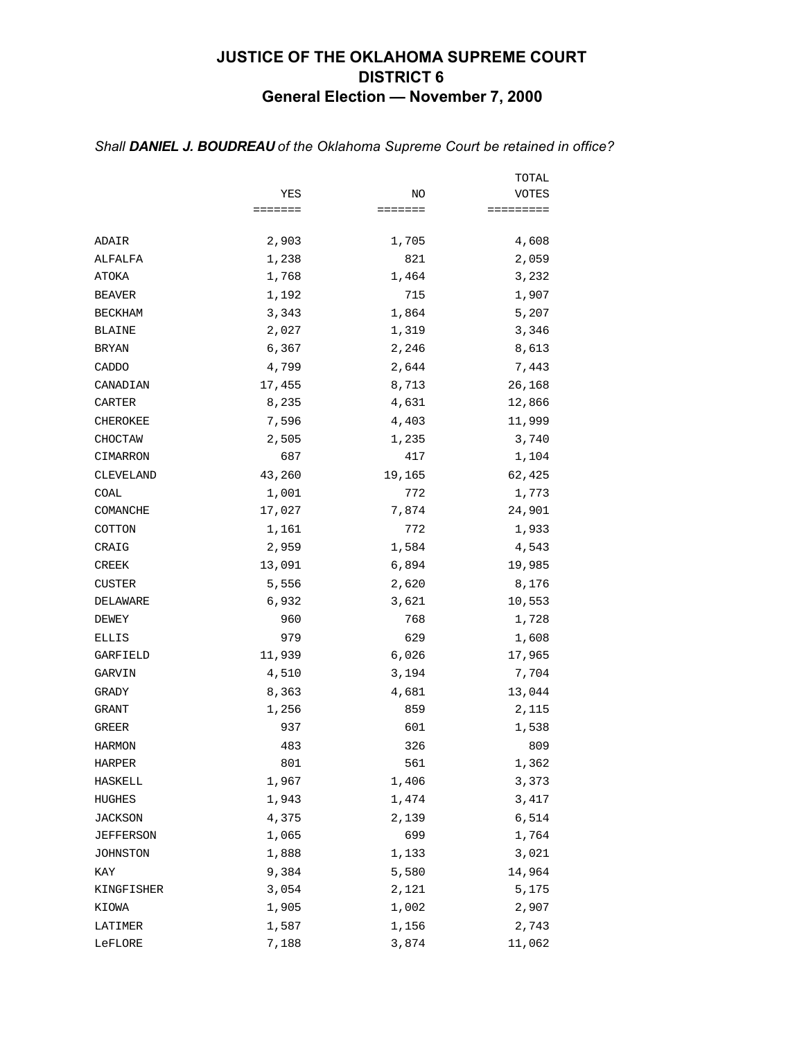# JUSTICE OF THE OKLAHOMA SUPREME COURT
# DISTRICT 6
## General Election — November 7, 2000

*Shall **DANIEL J. BOUDREAU** of the Oklahoma Supreme Court be retained in office?*

| | YES | NO | TOTAL VOTES |
|---|---|---|---|
| ADAIR | 2,903 | 1,705 | 4,608 |
| ALFALFA | 1,238 | 821 | 2,059 |
| ATOKA | 1,768 | 1,464 | 3,232 |
| BEAVER | 1,192 | 715 | 1,907 |
| BECKHAM | 3,343 | 1,864 | 5,207 |
| BLAINE | 2,027 | 1,319 | 3,346 |
| BRYAN | 6,367 | 2,246 | 8,613 |
| CADDO | 4,799 | 2,644 | 7,443 |
| CANADIAN | 17,455 | 8,713 | 26,168 |
| CARTER | 8,235 | 4,631 | 12,866 |
| CHEROKEE | 7,596 | 4,403 | 11,999 |
| CHOCTAW | 2,505 | 1,235 | 3,740 |
| CIMARRON | 687 | 417 | 1,104 |
| CLEVELAND | 43,260 | 19,165 | 62,425 |
| COAL | 1,001 | 772 | 1,773 |
| COMANCHE | 17,027 | 7,874 | 24,901 |
| COTTON | 1,161 | 772 | 1,933 |
| CRAIG | 2,959 | 1,584 | 4,543 |
| CREEK | 13,091 | 6,894 | 19,985 |
| CUSTER | 5,556 | 2,620 | 8,176 |
| DELAWARE | 6,932 | 3,621 | 10,553 |
| DEWEY | 960 | 768 | 1,728 |
| ELLIS | 979 | 629 | 1,608 |
| GARFIELD | 11,939 | 6,026 | 17,965 |
| GARVIN | 4,510 | 3,194 | 7,704 |
| GRADY | 8,363 | 4,681 | 13,044 |
| GRANT | 1,256 | 859 | 2,115 |
| GREER | 937 | 601 | 1,538 |
| HARMON | 483 | 326 | 809 |
| HARPER | 801 | 561 | 1,362 |
| HASKELL | 1,967 | 1,406 | 3,373 |
| HUGHES | 1,943 | 1,474 | 3,417 |
| JACKSON | 4,375 | 2,139 | 6,514 |
| JEFFERSON | 1,065 | 699 | 1,764 |
| JOHNSTON | 1,888 | 1,133 | 3,021 |
| KAY | 9,384 | 5,580 | 14,964 |
| KINGFISHER | 3,054 | 2,121 | 5,175 |
| KIOWA | 1,905 | 1,002 | 2,907 |
| LATIMER | 1,587 | 1,156 | 2,743 |
| LeFLORE | 7,188 | 3,874 | 11,062 |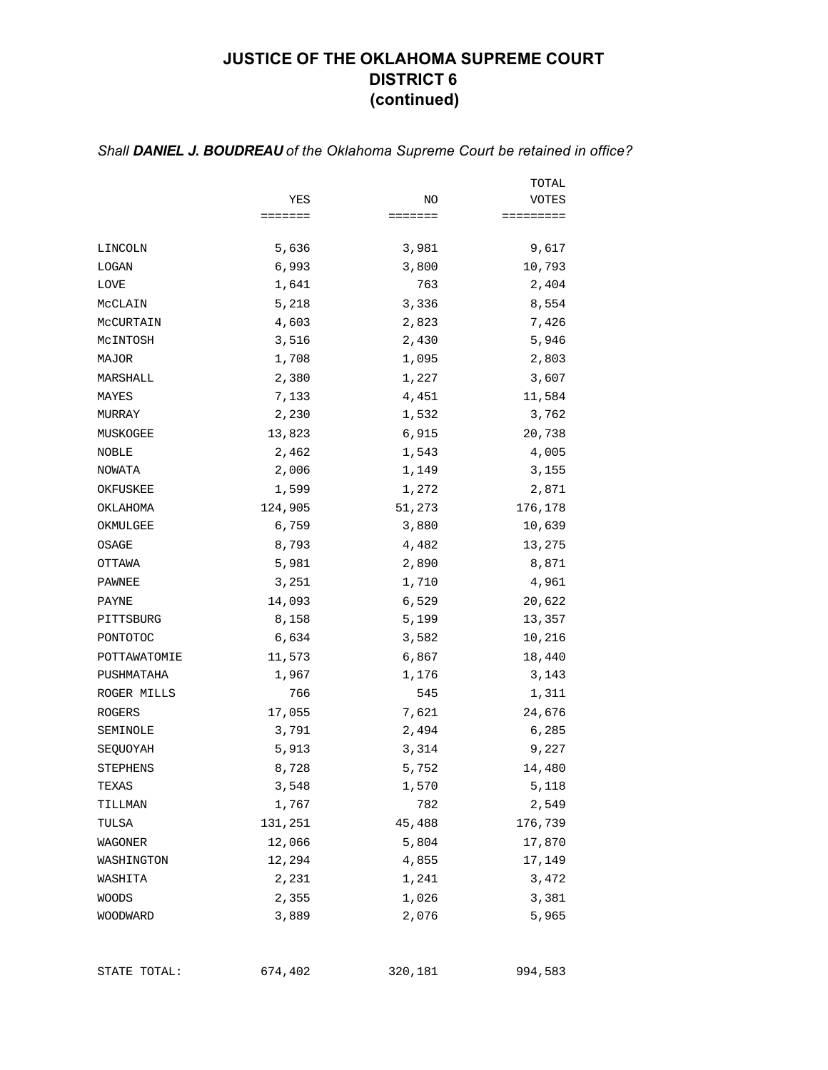# JUSTICE OF THE OKLAHOMA SUPREME COURT
# DISTRICT 6
# (continued)

*Shall **DANIEL J. BOUDREAU** of the Oklahoma Supreme Court be retained in office?*

| | YES | NO | TOTAL VOTES |
|---|---|---|---|
| LINCOLN | 5,636 | 3,981 | 9,617 |
| LOGAN | 6,993 | 3,800 | 10,793 |
| LOVE | 1,641 | 763 | 2,404 |
| McCLAIN | 5,218 | 3,336 | 8,554 |
| McCURTAIN | 4,603 | 2,823 | 7,426 |
| McINTOSH | 3,516 | 2,430 | 5,946 |
| MAJOR | 1,708 | 1,095 | 2,803 |
| MARSHALL | 2,380 | 1,227 | 3,607 |
| MAYES | 7,133 | 4,451 | 11,584 |
| MURRAY | 2,230 | 1,532 | 3,762 |
| MUSKOGEE | 13,823 | 6,915 | 20,738 |
| NOBLE | 2,462 | 1,543 | 4,005 |
| NOWATA | 2,006 | 1,149 | 3,155 |
| OKFUSKEE | 1,599 | 1,272 | 2,871 |
| OKLAHOMA | 124,905 | 51,273 | 176,178 |
| OKMULGEE | 6,759 | 3,880 | 10,639 |
| OSAGE | 8,793 | 4,482 | 13,275 |
| OTTAWA | 5,981 | 2,890 | 8,871 |
| PAWNEE | 3,251 | 1,710 | 4,961 |
| PAYNE | 14,093 | 6,529 | 20,622 |
| PITTSBURG | 8,158 | 5,199 | 13,357 |
| PONTOTOC | 6,634 | 3,582 | 10,216 |
| POTTAWATOMIE | 11,573 | 6,867 | 18,440 |
| PUSHMATAHA | 1,967 | 1,176 | 3,143 |
| ROGER MILLS | 766 | 545 | 1,311 |
| ROGERS | 17,055 | 7,621 | 24,676 |
| SEMINOLE | 3,791 | 2,494 | 6,285 |
| SEQUOYAH | 5,913 | 3,314 | 9,227 |
| STEPHENS | 8,728 | 5,752 | 14,480 |
| TEXAS | 3,548 | 1,570 | 5,118 |
| TILLMAN | 1,767 | 782 | 2,549 |
| TULSA | 131,251 | 45,488 | 176,739 |
| WAGONER | 12,066 | 5,804 | 17,870 |
| WASHINGTON | 12,294 | 4,855 | 17,149 |
| WASHITA | 2,231 | 1,241 | 3,472 |
| WOODS | 2,355 | 1,026 | 3,381 |
| WOODWARD | 3,889 | 2,076 | 5,965 |
| STATE TOTAL: | 674,402 | 320,181 | 994,583 |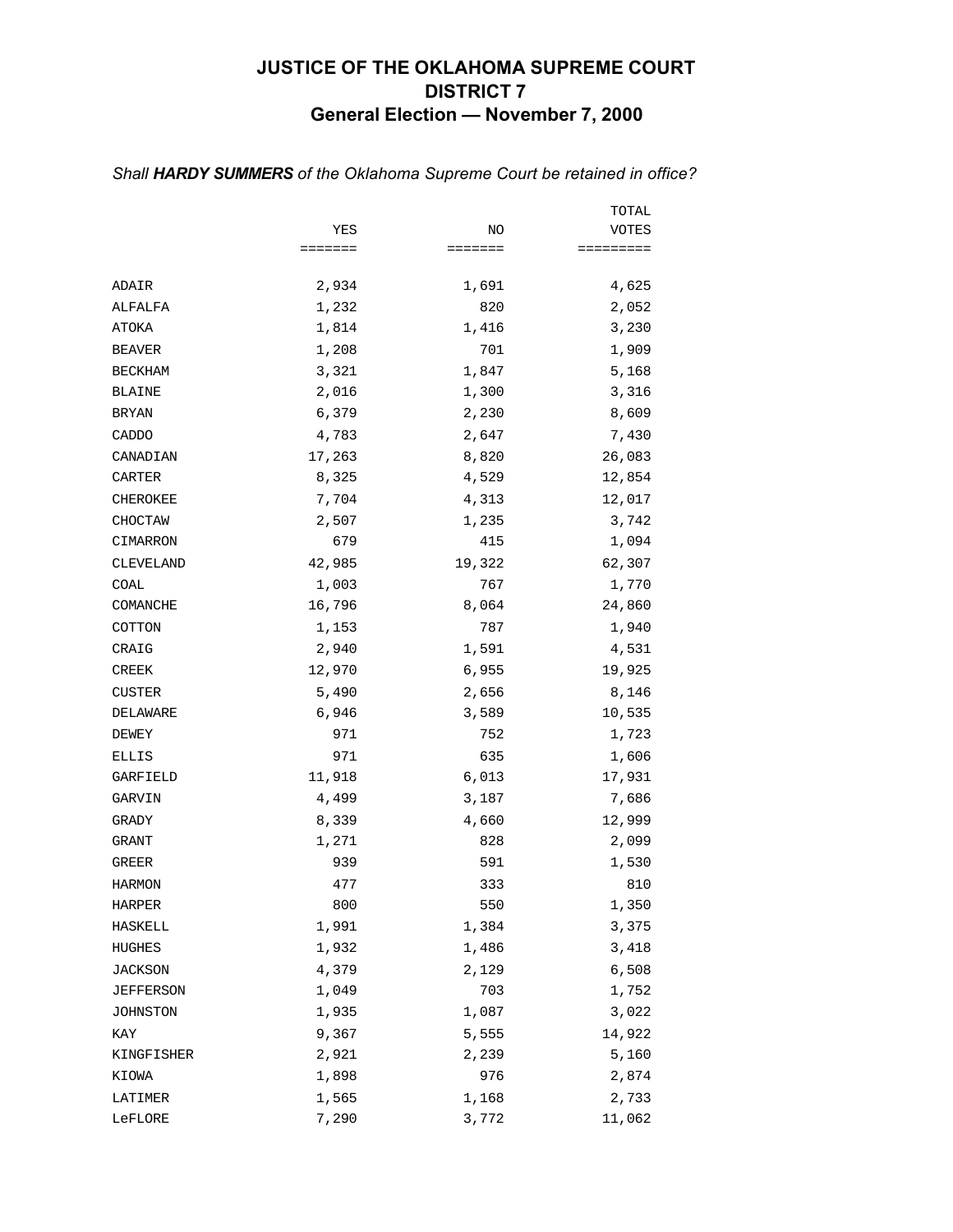# JUSTICE OF THE OKLAHOMA SUPREME COURT
## DISTRICT 7
### General Election — November 7, 2000

*Shall **HARDY SUMMERS** of the Oklahoma Supreme Court be retained in office?*

| | YES | NO | TOTAL VOTES |
|---|---|---|---|
| ADAIR | 2,934 | 1,691 | 4,625 |
| ALFALFA | 1,232 | 820 | 2,052 |
| ATOKA | 1,814 | 1,416 | 3,230 |
| BEAVER | 1,208 | 701 | 1,909 |
| BECKHAM | 3,321 | 1,847 | 5,168 |
| BLAINE | 2,016 | 1,300 | 3,316 |
| BRYAN | 6,379 | 2,230 | 8,609 |
| CADDO | 4,783 | 2,647 | 7,430 |
| CANADIAN | 17,263 | 8,820 | 26,083 |
| CARTER | 8,325 | 4,529 | 12,854 |
| CHEROKEE | 7,704 | 4,313 | 12,017 |
| CHOCTAW | 2,507 | 1,235 | 3,742 |
| CIMARRON | 679 | 415 | 1,094 |
| CLEVELAND | 42,985 | 19,322 | 62,307 |
| COAL | 1,003 | 767 | 1,770 |
| COMANCHE | 16,796 | 8,064 | 24,860 |
| COTTON | 1,153 | 787 | 1,940 |
| CRAIG | 2,940 | 1,591 | 4,531 |
| CREEK | 12,970 | 6,955 | 19,925 |
| CUSTER | 5,490 | 2,656 | 8,146 |
| DELAWARE | 6,946 | 3,589 | 10,535 |
| DEWEY | 971 | 752 | 1,723 |
| ELLIS | 971 | 635 | 1,606 |
| GARFIELD | 11,918 | 6,013 | 17,931 |
| GARVIN | 4,499 | 3,187 | 7,686 |
| GRADY | 8,339 | 4,660 | 12,999 |
| GRANT | 1,271 | 828 | 2,099 |
| GREER | 939 | 591 | 1,530 |
| HARMON | 477 | 333 | 810 |
| HARPER | 800 | 550 | 1,350 |
| HASKELL | 1,991 | 1,384 | 3,375 |
| HUGHES | 1,932 | 1,486 | 3,418 |
| JACKSON | 4,379 | 2,129 | 6,508 |
| JEFFERSON | 1,049 | 703 | 1,752 |
| JOHNSTON | 1,935 | 1,087 | 3,022 |
| KAY | 9,367 | 5,555 | 14,922 |
| KINGFISHER | 2,921 | 2,239 | 5,160 |
| KIOWA | 1,898 | 976 | 2,874 |
| LATIMER | 1,565 | 1,168 | 2,733 |
| LeFLORE | 7,290 | 3,772 | 11,062 |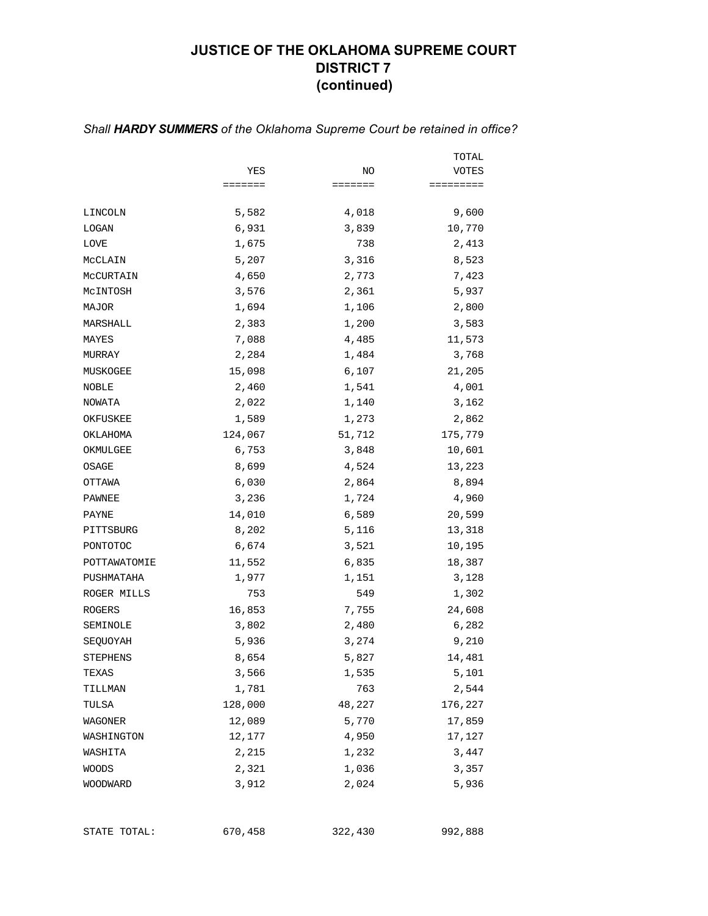# JUSTICE OF THE OKLAHOMA SUPREME COURT
# DISTRICT 7
# (continued)

*Shall **HARDY SUMMERS** of the Oklahoma Supreme Court be retained in office?*

| | YES | NO | TOTAL VOTES |
|---|---|---|---|
| LINCOLN | 5,582 | 4,018 | 9,600 |
| LOGAN | 6,931 | 3,839 | 10,770 |
| LOVE | 1,675 | 738 | 2,413 |
| McCLAIN | 5,207 | 3,316 | 8,523 |
| McCURTAIN | 4,650 | 2,773 | 7,423 |
| McINTOSH | 3,576 | 2,361 | 5,937 |
| MAJOR | 1,694 | 1,106 | 2,800 |
| MARSHALL | 2,383 | 1,200 | 3,583 |
| MAYES | 7,088 | 4,485 | 11,573 |
| MURRAY | 2,284 | 1,484 | 3,768 |
| MUSKOGEE | 15,098 | 6,107 | 21,205 |
| NOBLE | 2,460 | 1,541 | 4,001 |
| NOWATA | 2,022 | 1,140 | 3,162 |
| OKFUSKEE | 1,589 | 1,273 | 2,862 |
| OKLAHOMA | 124,067 | 51,712 | 175,779 |
| OKMULGEE | 6,753 | 3,848 | 10,601 |
| OSAGE | 8,699 | 4,524 | 13,223 |
| OTTAWA | 6,030 | 2,864 | 8,894 |
| PAWNEE | 3,236 | 1,724 | 4,960 |
| PAYNE | 14,010 | 6,589 | 20,599 |
| PITTSBURG | 8,202 | 5,116 | 13,318 |
| PONTOTOC | 6,674 | 3,521 | 10,195 |
| POTTAWATOMIE | 11,552 | 6,835 | 18,387 |
| PUSHMATAHA | 1,977 | 1,151 | 3,128 |
| ROGER MILLS | 753 | 549 | 1,302 |
| ROGERS | 16,853 | 7,755 | 24,608 |
| SEMINOLE | 3,802 | 2,480 | 6,282 |
| SEQUOYAH | 5,936 | 3,274 | 9,210 |
| STEPHENS | 8,654 | 5,827 | 14,481 |
| TEXAS | 3,566 | 1,535 | 5,101 |
| TILLMAN | 1,781 | 763 | 2,544 |
| TULSA | 128,000 | 48,227 | 176,227 |
| WAGONER | 12,089 | 5,770 | 17,859 |
| WASHINGTON | 12,177 | 4,950 | 17,127 |
| WASHITA | 2,215 | 1,232 | 3,447 |
| WOODS | 2,321 | 1,036 | 3,357 |
| WOODWARD | 3,912 | 2,024 | 5,936 |
| STATE TOTAL: | 670,458 | 322,430 | 992,888 |